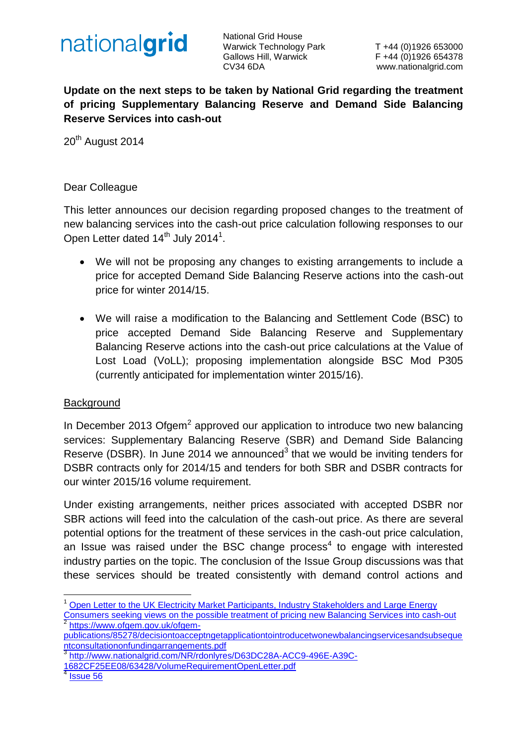nationalgrid

National Grid House
Warwick Technology Park
Gallows Hill, Warwick
CV34 6DA

T +44 (0)1926 653000
F +44 (0)1926 654378
www.nationalgrid.com

**Update on the next steps to be taken by National Grid regarding the treatment of pricing Supplementary Balancing Reserve and Demand Side Balancing Reserve Services into cash-out**

20th August 2014

Dear Colleague

This letter announces our decision regarding proposed changes to the treatment of new balancing services into the cash-out price calculation following responses to our Open Letter dated 14th July 2014[1].

- We will not be proposing any changes to existing arrangements to include a price for accepted Demand Side Balancing Reserve actions into the cash-out price for winter 2014/15.
- We will raise a modification to the Balancing and Settlement Code (BSC) to price accepted Demand Side Balancing Reserve and Supplementary Balancing Reserve actions into the cash-out price calculations at the Value of Lost Load (VoLL); proposing implementation alongside BSC Mod P305 (currently anticipated for implementation winter 2015/16).

## Background

In December 2013 Ofgem[2] approved our application to introduce two new balancing services: Supplementary Balancing Reserve (SBR) and Demand Side Balancing Reserve (DSBR). In June 2014 we announced[3] that we would be inviting tenders for DSBR contracts only for 2014/15 and tenders for both SBR and DSBR contracts for our winter 2015/16 volume requirement.

Under existing arrangements, neither prices associated with accepted DSBR nor SBR actions will feed into the calculation of the cash-out price. As there are several potential options for the treatment of these services in the cash-out price calculation, an Issue was raised under the BSC change process[4] to engage with interested industry parties on the topic. The conclusion of the Issue Group discussions was that these services should be treated consistently with demand control actions and

---

[1] Open Letter to the UK Electricity Market Participants, Industry Stakeholders and Large Energy Consumers seeking views on the possible treatment of pricing new Balancing Services into cash-out

[2] https://www.ofgem.gov.uk/ofgem-publications/85278/decisiontoacceptngetapplicationtointroducetwonewbalancingservicesandsubsequentconsultationonfundingarrangements.pdf

[3] http://www.nationalgrid.com/NR/rdonlyres/D63DC28A-ACC9-496E-A39C-1682CF25EE08/63428/VolumeRequirementOpenLetter.pdf

[4] Issue 56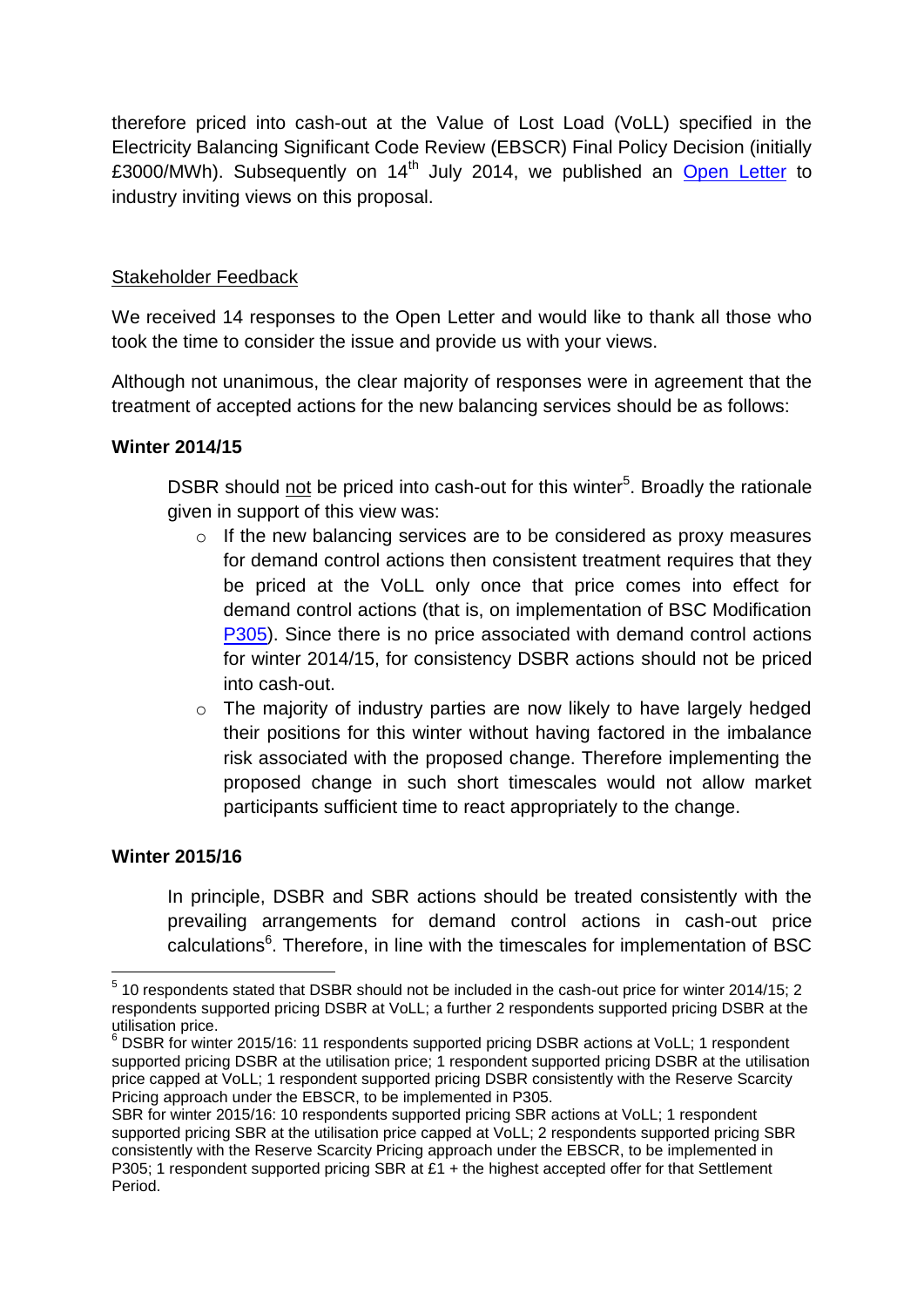therefore priced into cash-out at the Value of Lost Load (VoLL) specified in the Electricity Balancing Significant Code Review (EBSCR) Final Policy Decision (initially £3000/MWh). Subsequently on 14th July 2014, we published an Open Letter to industry inviting views on this proposal.

Stakeholder Feedback

We received 14 responses to the Open Letter and would like to thank all those who took the time to consider the issue and provide us with your views.

Although not unanimous, the clear majority of responses were in agreement that the treatment of accepted actions for the new balancing services should be as follows:

**Winter 2014/15**

DSBR should not be priced into cash-out for this winter[5]. Broadly the rationale given in support of this view was:

- If the new balancing services are to be considered as proxy measures for demand control actions then consistent treatment requires that they be priced at the VoLL only once that price comes into effect for demand control actions (that is, on implementation of BSC Modification P305). Since there is no price associated with demand control actions for winter 2014/15, for consistency DSBR actions should not be priced into cash-out.
- The majority of industry parties are now likely to have largely hedged their positions for this winter without having factored in the imbalance risk associated with the proposed change. Therefore implementing the proposed change in such short timescales would not allow market participants sufficient time to react appropriately to the change.

**Winter 2015/16**

In principle, DSBR and SBR actions should be treated consistently with the prevailing arrangements for demand control actions in cash-out price calculations[6]. Therefore, in line with the timescales for implementation of BSC

---

[5] 10 respondents stated that DSBR should not be included in the cash-out price for winter 2014/15; 2 respondents supported pricing DSBR at VoLL; a further 2 respondents supported pricing DSBR at the utilisation price.

[6] DSBR for winter 2015/16: 11 respondents supported pricing DSBR actions at VoLL; 1 respondent supported pricing DSBR at the utilisation price; 1 respondent supported pricing DSBR at the utilisation price capped at VoLL; 1 respondent supported pricing DSBR consistently with the Reserve Scarcity Pricing approach under the EBSCR, to be implemented in P305.

SBR for winter 2015/16: 10 respondents supported pricing SBR actions at VoLL; 1 respondent supported pricing SBR at the utilisation price capped at VoLL; 2 respondents supported pricing SBR consistently with the Reserve Scarcity Pricing approach under the EBSCR, to be implemented in P305; 1 respondent supported pricing SBR at £1 + the highest accepted offer for that Settlement Period.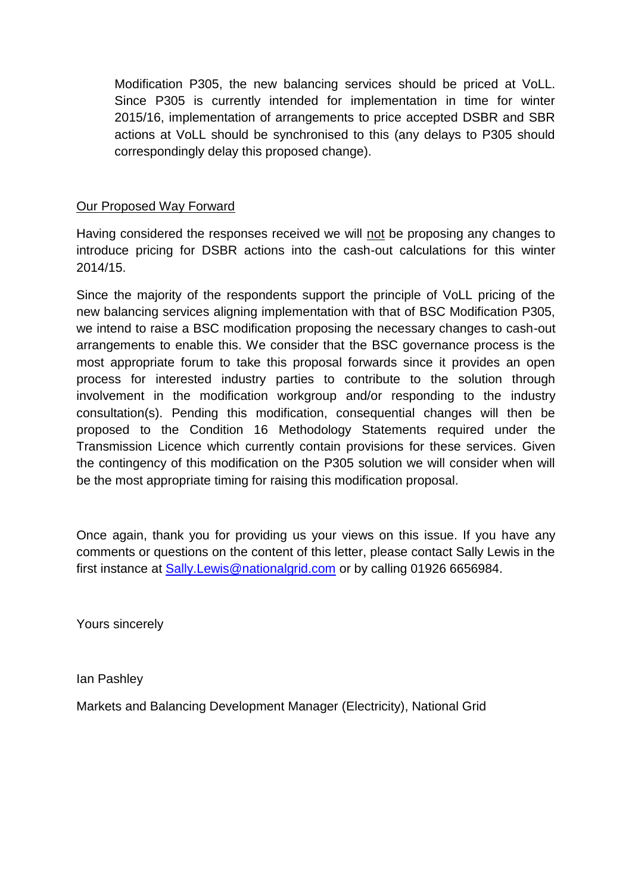Modification P305, the new balancing services should be priced at VoLL. Since P305 is currently intended for implementation in time for winter 2015/16, implementation of arrangements to price accepted DSBR and SBR actions at VoLL should be synchronised to this (any delays to P305 should correspondingly delay this proposed change).

<u>Our Proposed Way Forward</u>

Having considered the responses received we will <u>not</u> be proposing any changes to introduce pricing for DSBR actions into the cash-out calculations for this winter 2014/15.

Since the majority of the respondents support the principle of VoLL pricing of the new balancing services aligning implementation with that of BSC Modification P305, we intend to raise a BSC modification proposing the necessary changes to cash-out arrangements to enable this. We consider that the BSC governance process is the most appropriate forum to take this proposal forwards since it provides an open process for interested industry parties to contribute to the solution through involvement in the modification workgroup and/or responding to the industry consultation(s). Pending this modification, consequential changes will then be proposed to the Condition 16 Methodology Statements required under the Transmission Licence which currently contain provisions for these services. Given the contingency of this modification on the P305 solution we will consider when will be the most appropriate timing for raising this modification proposal.

Once again, thank you for providing us your views on this issue. If you have any comments or questions on the content of this letter, please contact Sally Lewis in the first instance at Sally.Lewis@nationalgrid.com or by calling 01926 6656984.

Yours sincerely

Ian Pashley

Markets and Balancing Development Manager (Electricity), National Grid